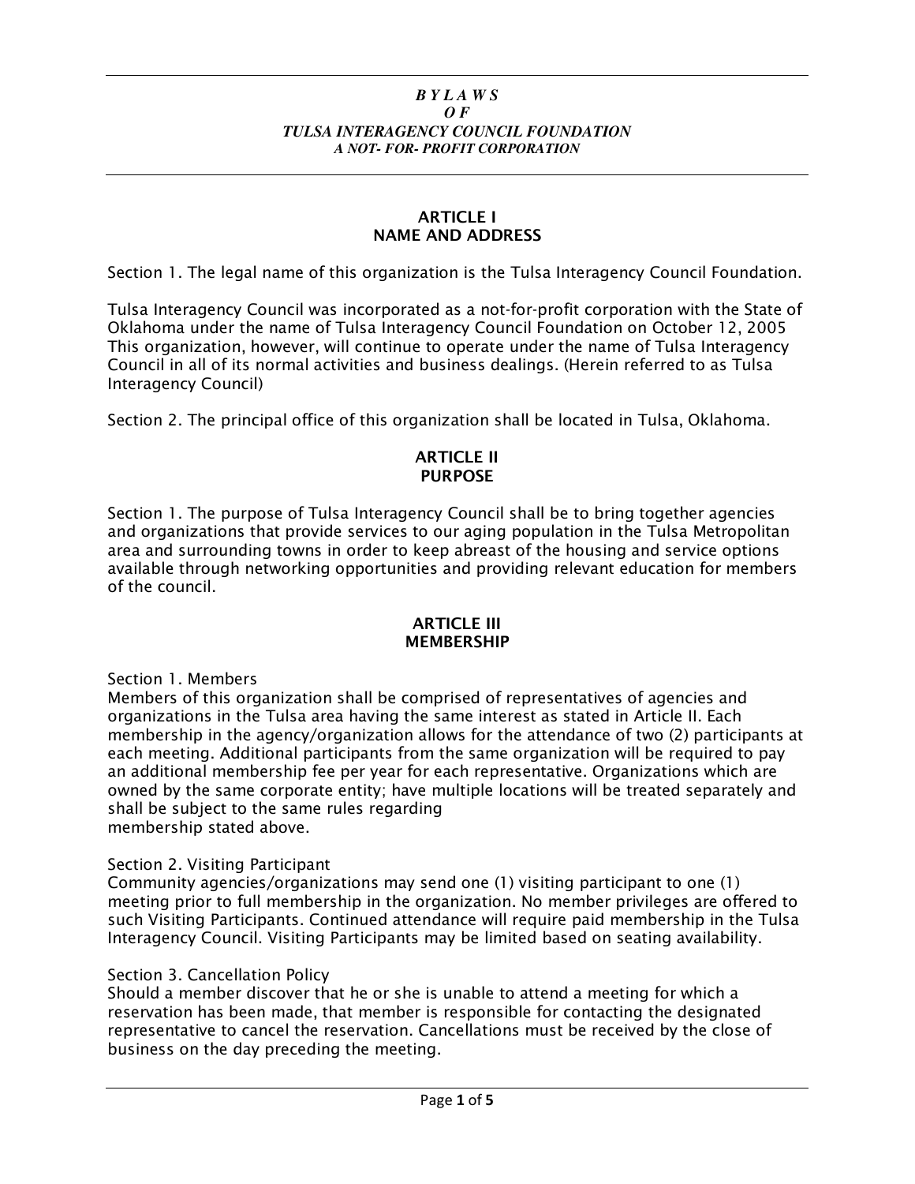***B Y L A W S***
***O F***
***TULSA INTERAGENCY COUNCIL FOUNDATION***
***A NOT- FOR- PROFIT CORPORATION***

## ARTICLE I
## NAME AND ADDRESS

Section 1. The legal name of this organization is the Tulsa Interagency Council Foundation.

Tulsa Interagency Council was incorporated as a not-for-profit corporation with the State of Oklahoma under the name of Tulsa Interagency Council Foundation on October 12, 2005 This organization, however, will continue to operate under the name of Tulsa Interagency Council in all of its normal activities and business dealings. (Herein referred to as Tulsa Interagency Council)

Section 2. The principal office of this organization shall be located in Tulsa, Oklahoma.

## ARTICLE II
## PURPOSE

Section 1. The purpose of Tulsa Interagency Council shall be to bring together agencies and organizations that provide services to our aging population in the Tulsa Metropolitan area and surrounding towns in order to keep abreast of the housing and service options available through networking opportunities and providing relevant education for members of the council.

## ARTICLE III
## MEMBERSHIP

Section 1. Members
Members of this organization shall be comprised of representatives of agencies and organizations in the Tulsa area having the same interest as stated in Article II. Each membership in the agency/organization allows for the attendance of two (2) participants at each meeting. Additional participants from the same organization will be required to pay an additional membership fee per year for each representative. Organizations which are owned by the same corporate entity; have multiple locations will be treated separately and shall be subject to the same rules regarding
membership stated above.

Section 2. Visiting Participant
Community agencies/organizations may send one (1) visiting participant to one (1) meeting prior to full membership in the organization. No member privileges are offered to such Visiting Participants. Continued attendance will require paid membership in the Tulsa Interagency Council. Visiting Participants may be limited based on seating availability.

Section 3. Cancellation Policy
Should a member discover that he or she is unable to attend a meeting for which a reservation has been made, that member is responsible for contacting the designated representative to cancel the reservation. Cancellations must be received by the close of business on the day preceding the meeting.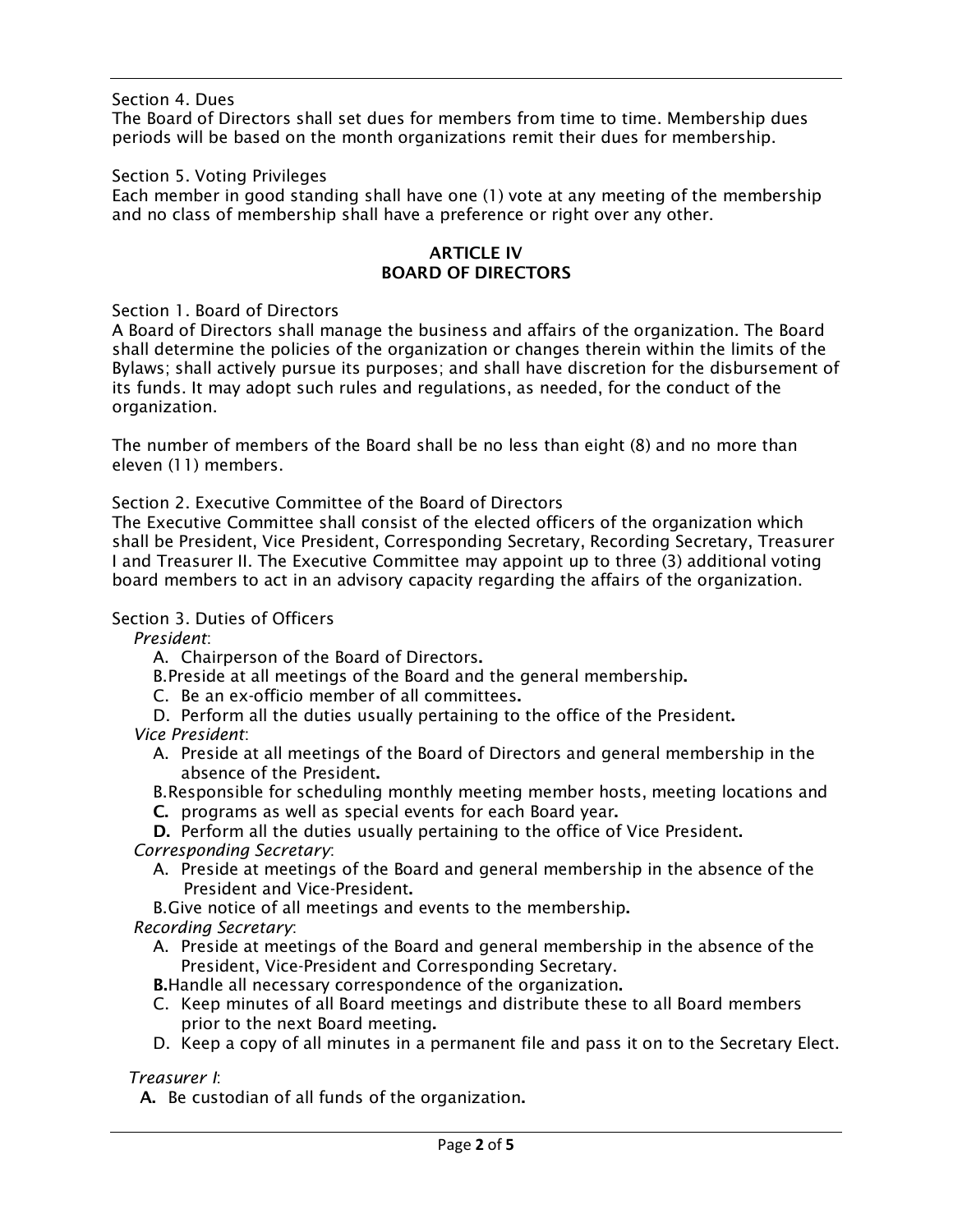Section 4. Dues

The Board of Directors shall set dues for members from time to time. Membership dues periods will be based on the month organizations remit their dues for membership.

Section 5. Voting Privileges

Each member in good standing shall have one (1) vote at any meeting of the membership and no class of membership shall have a preference or right over any other.

## ARTICLE IV
## BOARD OF DIRECTORS

Section 1. Board of Directors

A Board of Directors shall manage the business and affairs of the organization. The Board shall determine the policies of the organization or changes therein within the limits of the Bylaws; shall actively pursue its purposes; and shall have discretion for the disbursement of its funds. It may adopt such rules and regulations, as needed, for the conduct of the organization.

The number of members of the Board shall be no less than eight (8) and no more than eleven (11) members.

Section 2. Executive Committee of the Board of Directors

The Executive Committee shall consist of the elected officers of the organization which shall be President, Vice President, Corresponding Secretary, Recording Secretary, Treasurer I and Treasurer II. The Executive Committee may appoint up to three (3) additional voting board members to act in an advisory capacity regarding the affairs of the organization.

Section 3. Duties of Officers

*President*:

A. Chairperson of the Board of Directors.
B. Preside at all meetings of the Board and the general membership.
C. Be an ex-officio member of all committees.
D. Perform all the duties usually pertaining to the office of the President.

*Vice President*:

A. Preside at all meetings of the Board of Directors and general membership in the absence of the President.
B. Responsible for scheduling monthly meeting member hosts, meeting locations and
**C.** programs as well as special events for each Board year.
**D.** Perform all the duties usually pertaining to the office of Vice President.

*Corresponding Secretary*:

A. Preside at meetings of the Board and general membership in the absence of the President and Vice-President.
B. Give notice of all meetings and events to the membership.

*Recording Secretary*:

A. Preside at meetings of the Board and general membership in the absence of the President, Vice-President and Corresponding Secretary.
**B.** Handle all necessary correspondence of the organization.
C. Keep minutes of all Board meetings and distribute these to all Board members prior to the next Board meeting.
D. Keep a copy of all minutes in a permanent file and pass it on to the Secretary Elect.

*Treasurer I*:

**A.** Be custodian of all funds of the organization.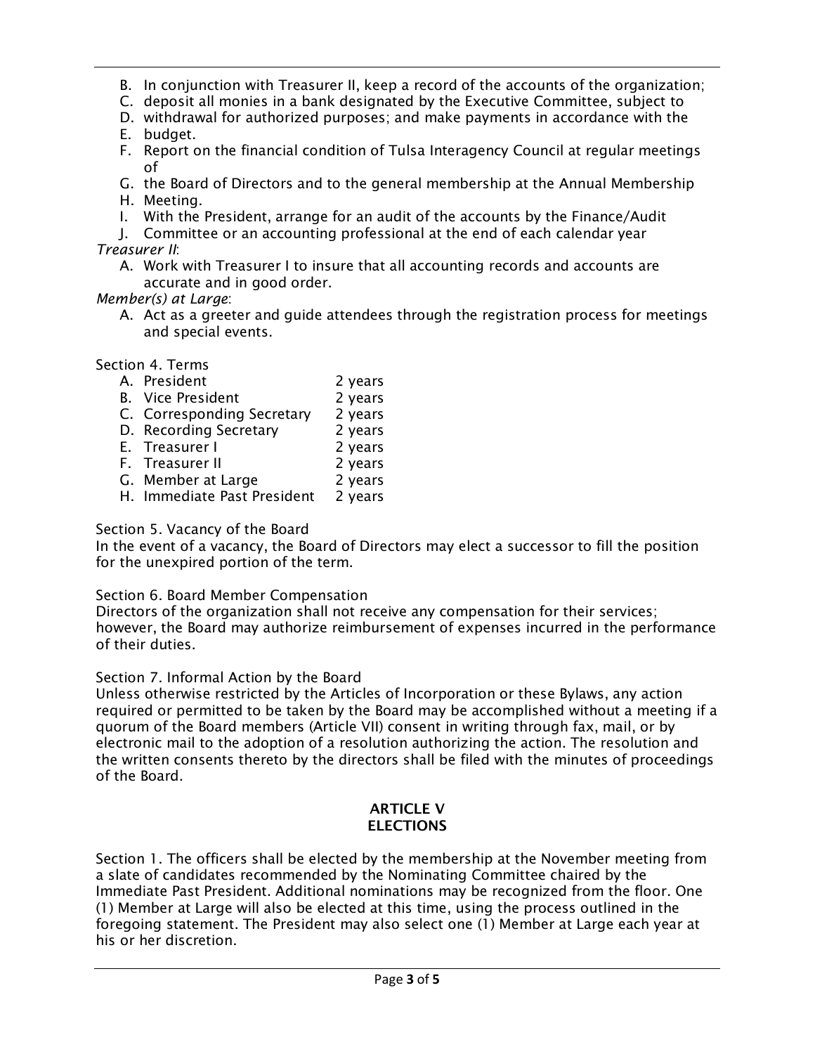B. In conjunction with Treasurer II, keep a record of the accounts of the organization;
C. deposit all monies in a bank designated by the Executive Committee, subject to
D. withdrawal for authorized purposes; and make payments in accordance with the
E. budget.
F. Report on the financial condition of Tulsa Interagency Council at regular meetings of
G. the Board of Directors and to the general membership at the Annual Membership
H. Meeting.
I. With the President, arrange for an audit of the accounts by the Finance/Audit
J. Committee or an accounting professional at the end of each calendar year

*Treasurer II*:

A. Work with Treasurer I to insure that all accounting records and accounts are accurate and in good order.

*Member(s) at Large*:

A. Act as a greeter and guide attendees through the registration process for meetings and special events.

Section 4. Terms

| | |
|---|---|
| A. President | 2 years |
| B. Vice President | 2 years |
| C. Corresponding Secretary | 2 years |
| D. Recording Secretary | 2 years |
| E. Treasurer I | 2 years |
| F. Treasurer II | 2 years |
| G. Member at Large | 2 years |
| H. Immediate Past President | 2 years |

Section 5. Vacancy of the Board

In the event of a vacancy, the Board of Directors may elect a successor to fill the position for the unexpired portion of the term.

Section 6. Board Member Compensation

Directors of the organization shall not receive any compensation for their services; however, the Board may authorize reimbursement of expenses incurred in the performance of their duties.

Section 7. Informal Action by the Board

Unless otherwise restricted by the Articles of Incorporation or these Bylaws, any action required or permitted to be taken by the Board may be accomplished without a meeting if a quorum of the Board members (Article VII) consent in writing through fax, mail, or by electronic mail to the adoption of a resolution authorizing the action. The resolution and the written consents thereto by the directors shall be filed with the minutes of proceedings of the Board.

## ARTICLE V
## ELECTIONS

Section 1. The officers shall be elected by the membership at the November meeting from a slate of candidates recommended by the Nominating Committee chaired by the Immediate Past President. Additional nominations may be recognized from the floor. One (1) Member at Large will also be elected at this time, using the process outlined in the foregoing statement. The President may also select one (1) Member at Large each year at his or her discretion.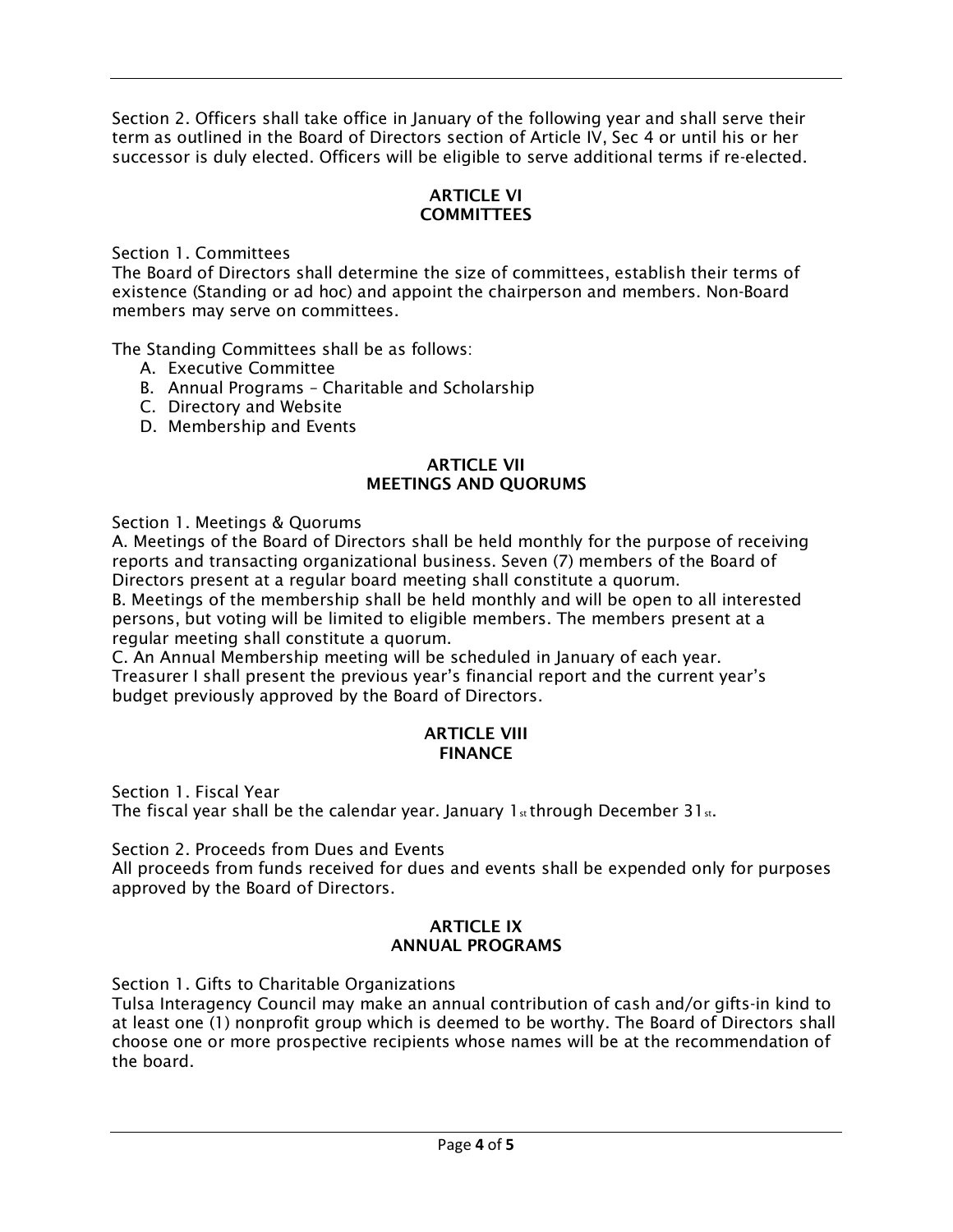Section 2. Officers shall take office in January of the following year and shall serve their term as outlined in the Board of Directors section of Article IV, Sec 4 or until his or her successor is duly elected. Officers will be eligible to serve additional terms if re-elected.

## ARTICLE VI
## COMMITTEES

Section 1. Committees
The Board of Directors shall determine the size of committees, establish their terms of existence (Standing or ad hoc) and appoint the chairperson and members. Non-Board members may serve on committees.

The Standing Committees shall be as follows:

A. Executive Committee
B. Annual Programs – Charitable and Scholarship
C. Directory and Website
D. Membership and Events

## ARTICLE VII
## MEETINGS AND QUORUMS

Section 1. Meetings & Quorums
A. Meetings of the Board of Directors shall be held monthly for the purpose of receiving reports and transacting organizational business. Seven (7) members of the Board of Directors present at a regular board meeting shall constitute a quorum.
B. Meetings of the membership shall be held monthly and will be open to all interested persons, but voting will be limited to eligible members. The members present at a regular meeting shall constitute a quorum.
C. An Annual Membership meeting will be scheduled in January of each year. Treasurer I shall present the previous year's financial report and the current year's budget previously approved by the Board of Directors.

## ARTICLE VIII
## FINANCE

Section 1. Fiscal Year
The fiscal year shall be the calendar year. January 1st through December 31st.

Section 2. Proceeds from Dues and Events
All proceeds from funds received for dues and events shall be expended only for purposes approved by the Board of Directors.

## ARTICLE IX
## ANNUAL PROGRAMS

Section 1. Gifts to Charitable Organizations
Tulsa Interagency Council may make an annual contribution of cash and/or gifts-in kind to at least one (1) nonprofit group which is deemed to be worthy. The Board of Directors shall choose one or more prospective recipients whose names will be at the recommendation of the board.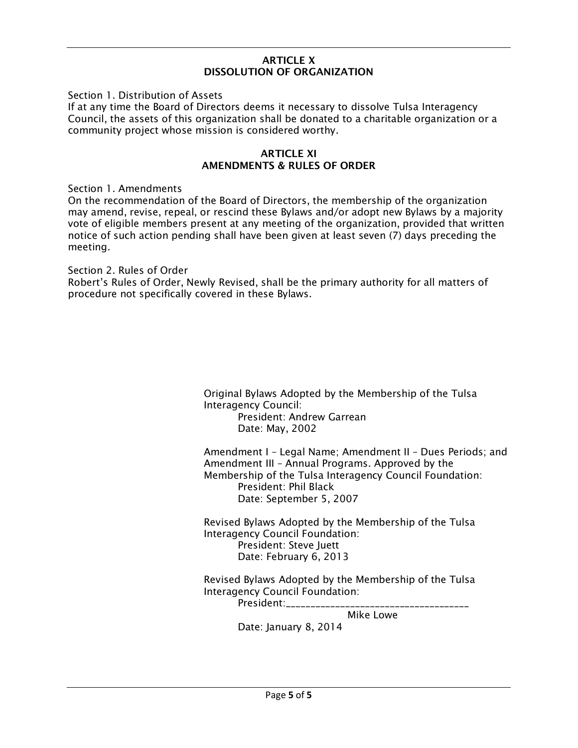## ARTICLE X
## DISSOLUTION OF ORGANIZATION

Section 1. Distribution of Assets
If at any time the Board of Directors deems it necessary to dissolve Tulsa Interagency Council, the assets of this organization shall be donated to a charitable organization or a community project whose mission is considered worthy.

## ARTICLE XI
## AMENDMENTS & RULES OF ORDER

Section 1. Amendments
On the recommendation of the Board of Directors, the membership of the organization may amend, revise, repeal, or rescind these Bylaws and/or adopt new Bylaws by a majority vote of eligible members present at any meeting of the organization, provided that written notice of such action pending shall have been given at least seven (7) days preceding the meeting.

Section 2. Rules of Order
Robert's Rules of Order, Newly Revised, shall be the primary authority for all matters of procedure not specifically covered in these Bylaws.

Original Bylaws Adopted by the Membership of the Tulsa Interagency Council:
President: Andrew Garrean
Date: May, 2002

Amendment I – Legal Name; Amendment II – Dues Periods; and Amendment III – Annual Programs. Approved by the Membership of the Tulsa Interagency Council Foundation:
President: Phil Black
Date: September 5, 2007

Revised Bylaws Adopted by the Membership of the Tulsa Interagency Council Foundation:
President: Steve Juett
Date: February 6, 2013

Revised Bylaws Adopted by the Membership of the Tulsa Interagency Council Foundation:
President:_____________________________________
Mike Lowe
Date: January 8, 2014